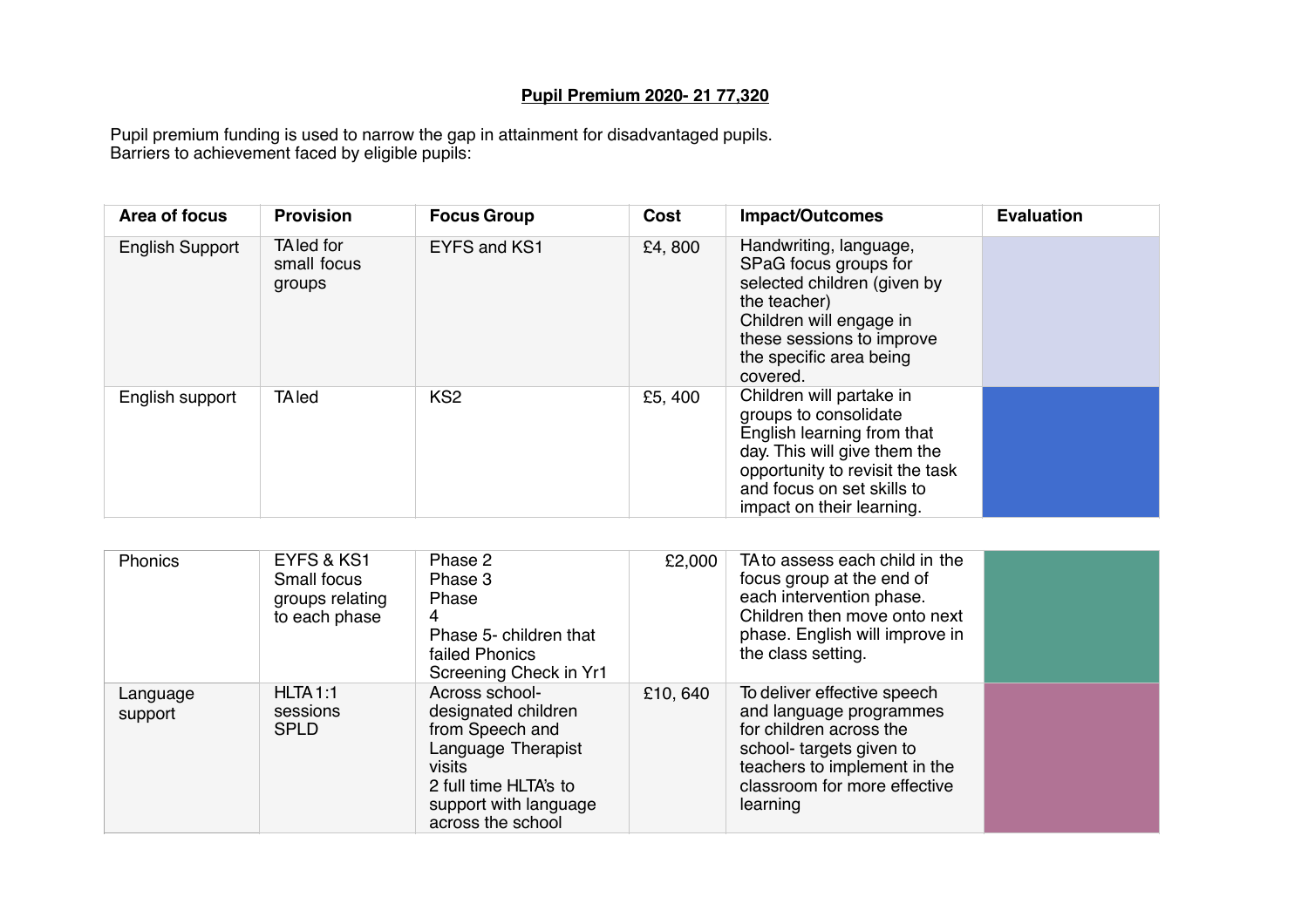**Pupil Premium 2020- 21 77,320**

Pupil premium funding is used to narrow the gap in attainment for disadvantaged pupils.
Barriers to achievement faced by eligible pupils:

| Area of focus | Provision | Focus Group | Cost | Impact/Outcomes | Evaluation |
|---|---|---|---|---|---|
| English Support | TA led for small focus groups | EYFS and KS1 | £4, 800 | Handwriting, language, SPaG focus groups for selected children (given by the teacher) Children will engage in these sessions to improve the specific area being covered. | |
| English support | TA led | KS2 | £5, 400 | Children will partake in groups to consolidate English learning from that day. This will give them the opportunity to revisit the task and focus on set skills to impact on their learning. | |
| Phonics | EYFS & KS1 Small focus groups relating to each phase | Phase 2 Phase 3 Phase 4 Phase 5- children that failed Phonics Screening Check in Yr1 | £2,000 | TA to assess each child in the focus group at the end of each intervention phase. Children then move onto next phase. English will improve in the class setting. | |
| Language support | HLTA 1:1 sessions SPLD | Across school- designated children from Speech and Language Therapist visits 2 full time HLTA's to support with language across the school | £10, 640 | To deliver effective speech and language programmes for children across the school- targets given to teachers to implement in the classroom for more effective learning | |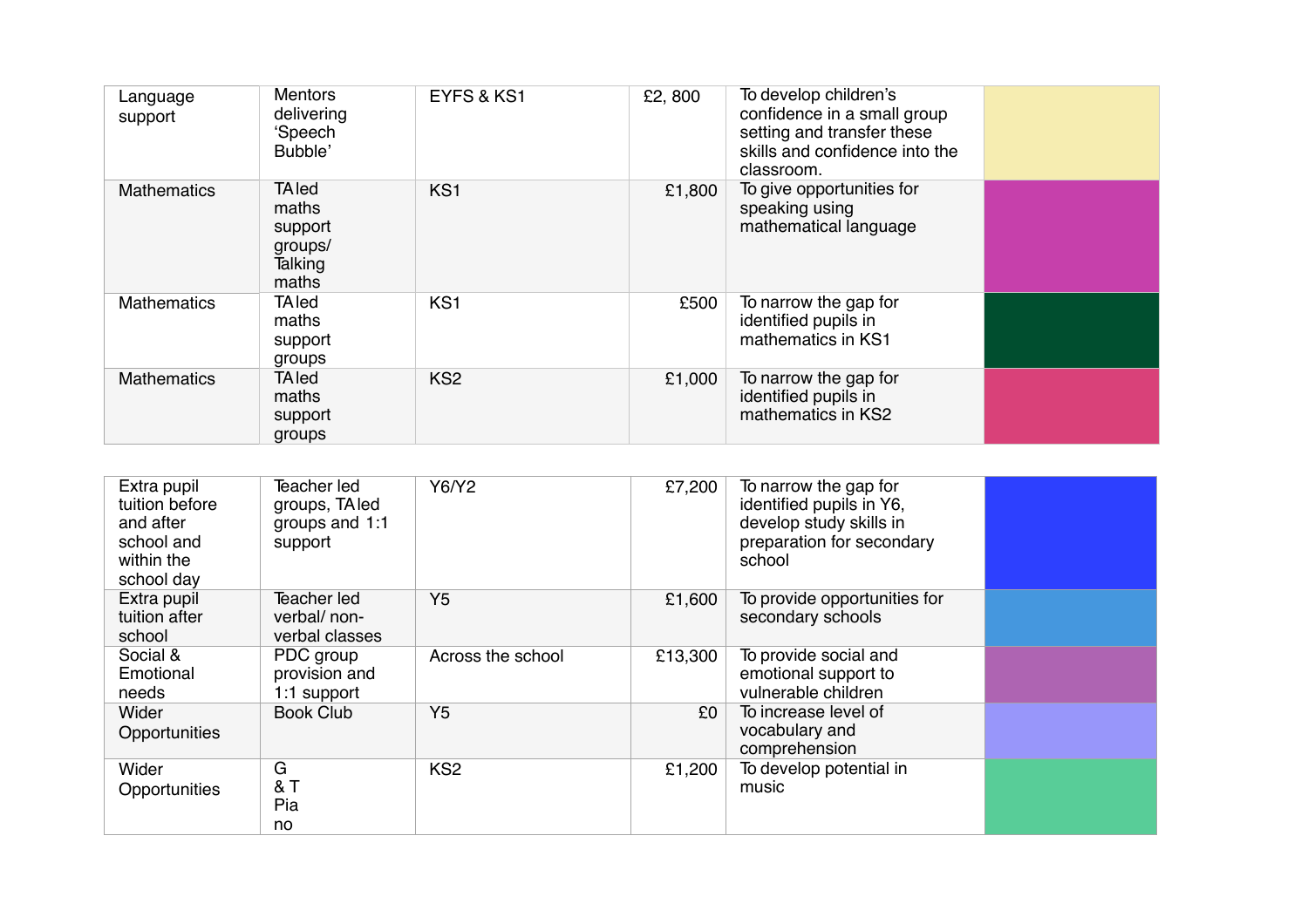| | | | | | |
|---|---|---|---|---|---|
| Language support | Mentors delivering 'Speech Bubble' | EYFS & KS1 | £2, 800 | To develop children's confidence in a small group setting and transfer these skills and confidence into the classroom. | |
| Mathematics | TA led maths support groups/ Talking maths | KS1 | £1,800 | To give opportunities for speaking using mathematical language | |
| Mathematics | TA led maths support groups | KS1 | £500 | To narrow the gap for identified pupils in mathematics in KS1 | |
| Mathematics | TA led maths support groups | KS2 | £1,000 | To narrow the gap for identified pupils in mathematics in KS2 | |

| | | | | | |
|---|---|---|---|---|---|
| Extra pupil tuition before and after school and within the school day | Teacher led groups, TA led groups and 1:1 support | Y6/Y2 | £7,200 | To narrow the gap for identified pupils in Y6, develop study skills in preparation for secondary school | |
| Extra pupil tuition after school | Teacher led verbal/ non-verbal classes | Y5 | £1,600 | To provide opportunities for secondary schools | |
| Social & Emotional needs | PDC group provision and 1:1 support | Across the school | £13,300 | To provide social and emotional support to vulnerable children | |
| Wider Opportunities | Book Club | Y5 | £0 | To increase level of vocabulary and comprehension | |
| Wider Opportunities | G & T Piano | KS2 | £1,200 | To develop potential in music | |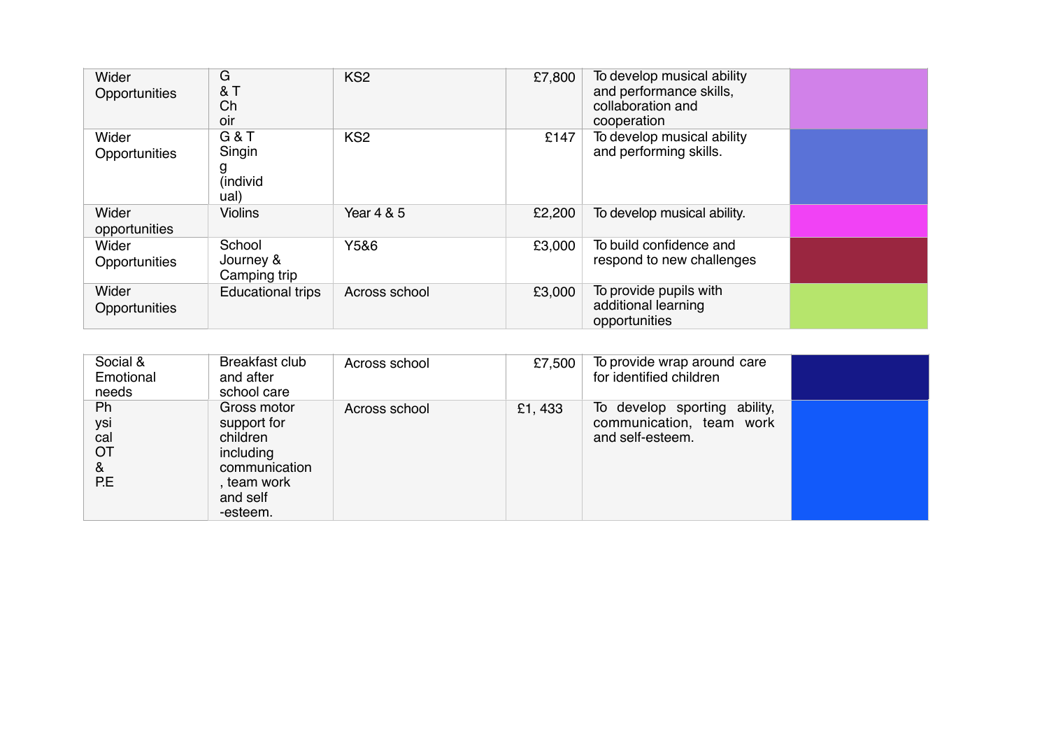| | | | | | |
|---|---|---|---|---|---|
| Wider Opportunities | G & T Choir | KS2 | £7,800 | To develop musical ability and performance skills, collaboration and cooperation | |
| Wider Opportunities | G & T Singing (individual) | KS2 | £147 | To develop musical ability and performing skills. | |
| Wider opportunities | Violins | Year 4 & 5 | £2,200 | To develop musical ability. | |
| Wider Opportunities | School Journey & Camping trip | Y5&6 | £3,000 | To build confidence and respond to new challenges | |
| Wider Opportunities | Educational trips | Across school | £3,000 | To provide pupils with additional learning opportunities | |

| | | | | | |
|---|---|---|---|---|---|
| Social & Emotional needs | Breakfast club and after school care | Across school | £7,500 | To provide wrap around care for identified children | |
| Physical OT & P.E | Gross motor support for children including communication, team work and self-esteem. | Across school | £1, 433 | To develop sporting ability, communication, team work and self-esteem. | |